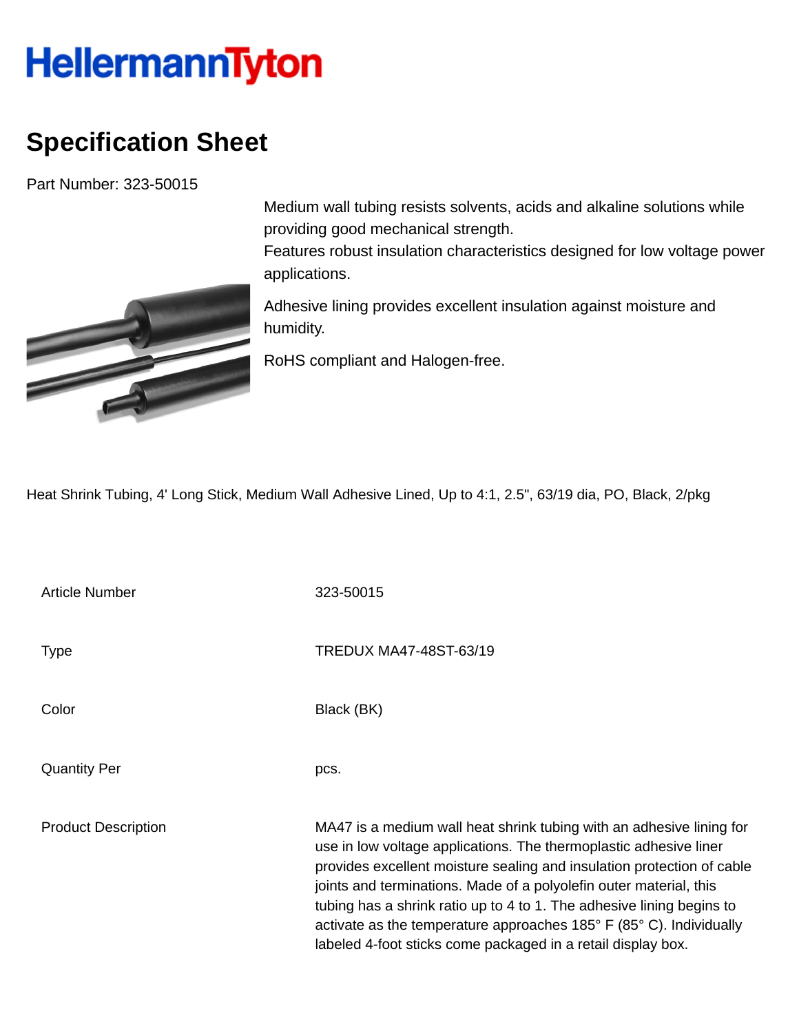HellermannTyton

# Specification Sheet

Part Number: 323-50015

Medium wall tubing resists solvents, acids and alkaline solutions while providing good mechanical strength.
Features robust insulation characteristics designed for low voltage power applications.

Adhesive lining provides excellent insulation against moisture and humidity.

RoHS compliant and Halogen-free.

Heat Shrink Tubing, 4' Long Stick, Medium Wall Adhesive Lined, Up to 4:1, 2.5", 63/19 dia, PO, Black, 2/pkg

| | |
|---|---|
| Article Number | 323-50015 |
| Type | TREDUX MA47-48ST-63/19 |
| Color | Black (BK) |
| Quantity Per | pcs. |
| Product Description | MA47 is a medium wall heat shrink tubing with an adhesive lining for use in low voltage applications. The thermoplastic adhesive liner provides excellent moisture sealing and insulation protection of cable joints and terminations. Made of a polyolefin outer material, this tubing has a shrink ratio up to 4 to 1. The adhesive lining begins to activate as the temperature approaches 185° F (85° C). Individually labeled 4-foot sticks come packaged in a retail display box. |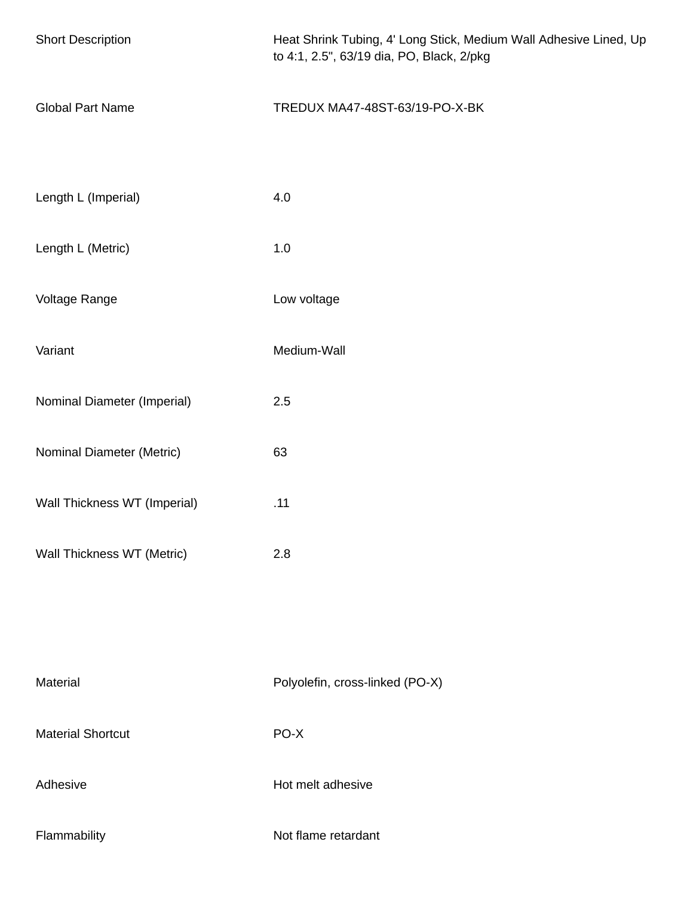| | |
|---|---|
| Short Description | Heat Shrink Tubing, 4' Long Stick, Medium Wall Adhesive Lined, Up to 4:1, 2.5", 63/19 dia, PO, Black, 2/pkg |
| Global Part Name | TREDUX MA47-48ST-63/19-PO-X-BK |
| Length L (Imperial) | 4.0 |
| Length L (Metric) | 1.0 |
| Voltage Range | Low voltage |
| Variant | Medium-Wall |
| Nominal Diameter (Imperial) | 2.5 |
| Nominal Diameter (Metric) | 63 |
| Wall Thickness WT (Imperial) | .11 |
| Wall Thickness WT (Metric) | 2.8 |
| Material | Polyolefin, cross-linked (PO-X) |
| Material Shortcut | PO-X |
| Adhesive | Hot melt adhesive |
| Flammability | Not flame retardant |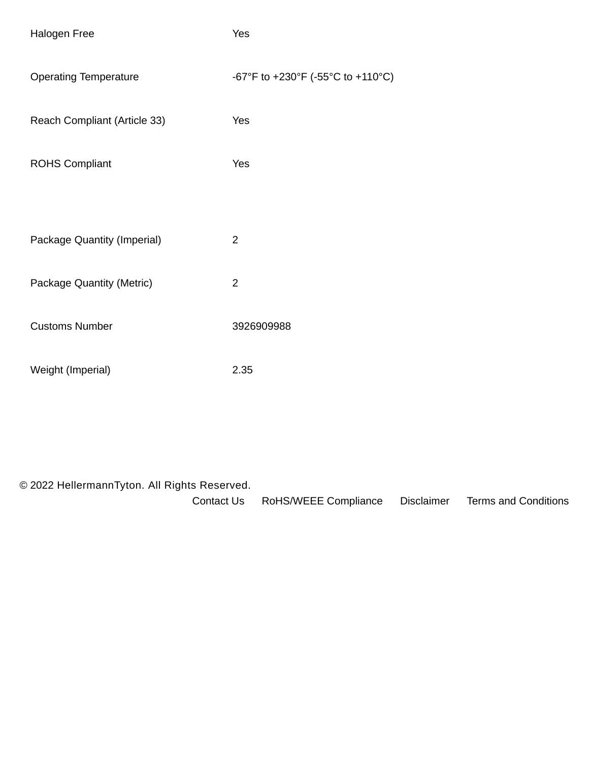| | |
|---|---|
| Halogen Free | Yes |
| Operating Temperature | -67°F to +230°F (-55°C to +110°C) |
| Reach Compliant (Article 33) | Yes |
| ROHS Compliant | Yes |

| | |
|---|---|
| Package Quantity (Imperial) | 2 |
| Package Quantity (Metric) | 2 |
| Customs Number | 3926909988 |
| Weight (Imperial) | 2.35 |

© 2022 HellermannTyton. All Rights Reserved.

Contact Us RoHS/WEEE Compliance Disclaimer Terms and Conditions